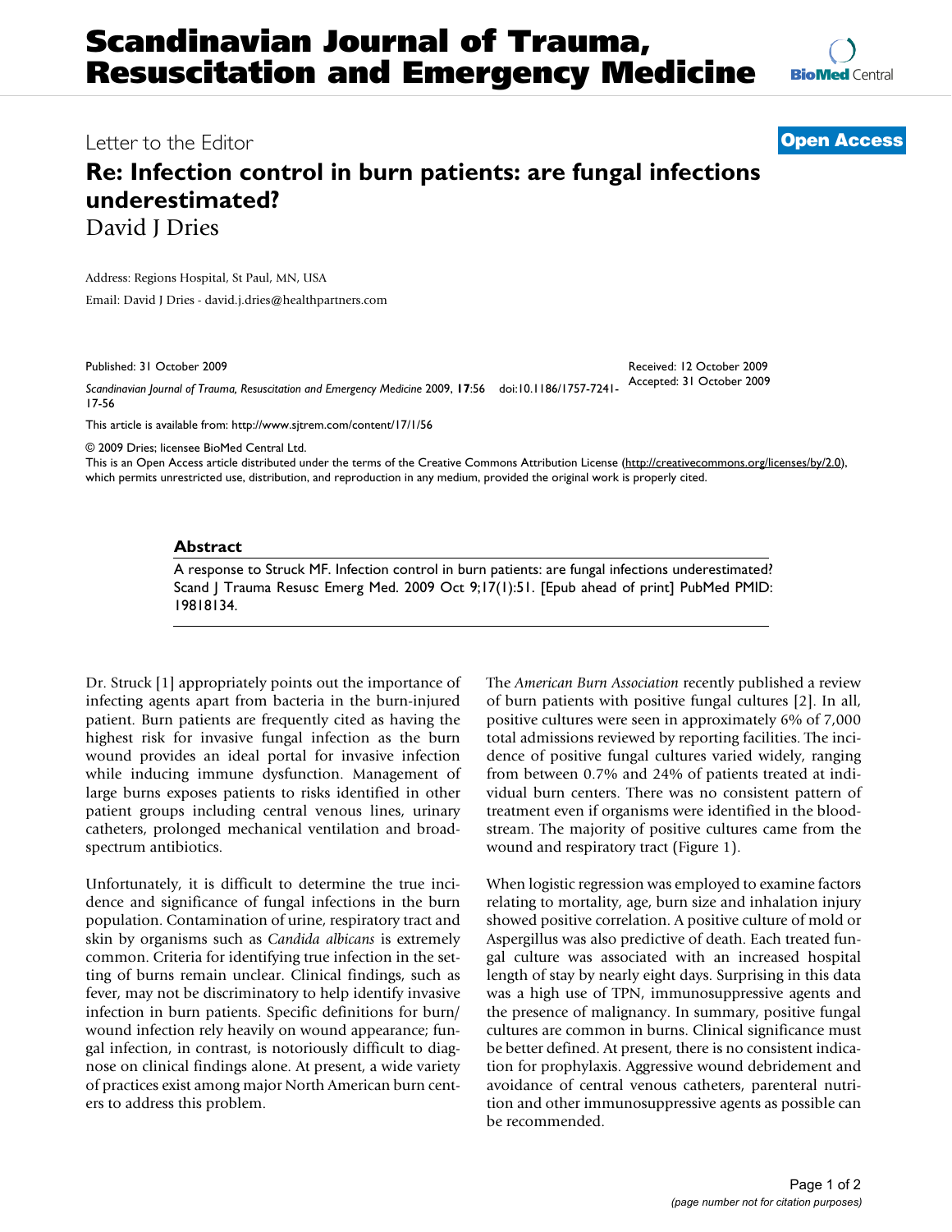# Scandinavian Journal of Trauma, Resuscitation and Emergency Medicine

Letter to the Editor

**Open Access**

## Re: Infection control in burn patients: are fungal infections underestimated?

David J Dries

Address: Regions Hospital, St Paul, MN, USA

Email: David J Dries - david.j.dries@healthpartners.com

Published: 31 October 2009

Received: 12 October 2009
Accepted: 31 October 2009

*Scandinavian Journal of Trauma, Resuscitation and Emergency Medicine* 2009, **17**:56 doi:10.1186/1757-7241-17-56

This article is available from: http://www.sjtrem.com/content/17/1/56

© 2009 Dries; licensee BioMed Central Ltd.
This is an Open Access article distributed under the terms of the Creative Commons Attribution License (http://creativecommons.org/licenses/by/2.0), which permits unrestricted use, distribution, and reproduction in any medium, provided the original work is properly cited.

### Abstract

A response to Struck MF. Infection control in burn patients: are fungal infections underestimated? Scand J Trauma Resusc Emerg Med. 2009 Oct 9;17(1):51. [Epub ahead of print] PubMed PMID: 19818134.

Dr. Struck [1] appropriately points out the importance of infecting agents apart from bacteria in the burn-injured patient. Burn patients are frequently cited as having the highest risk for invasive fungal infection as the burn wound provides an ideal portal for invasive infection while inducing immune dysfunction. Management of large burns exposes patients to risks identified in other patient groups including central venous lines, urinary catheters, prolonged mechanical ventilation and broad-spectrum antibiotics.

Unfortunately, it is difficult to determine the true incidence and significance of fungal infections in the burn population. Contamination of urine, respiratory tract and skin by organisms such as *Candida albicans* is extremely common. Criteria for identifying true infection in the setting of burns remain unclear. Clinical findings, such as fever, may not be discriminatory to help identify invasive infection in burn patients. Specific definitions for burn/wound infection rely heavily on wound appearance; fungal infection, in contrast, is notoriously difficult to diagnose on clinical findings alone. At present, a wide variety of practices exist among major North American burn centers to address this problem.

The *American Burn Association* recently published a review of burn patients with positive fungal cultures [2]. In all, positive cultures were seen in approximately 6% of 7,000 total admissions reviewed by reporting facilities. The incidence of positive fungal cultures varied widely, ranging from between 0.7% and 24% of patients treated at individual burn centers. There was no consistent pattern of treatment even if organisms were identified in the bloodstream. The majority of positive cultures came from the wound and respiratory tract (Figure 1).

When logistic regression was employed to examine factors relating to mortality, age, burn size and inhalation injury showed positive correlation. A positive culture of mold or Aspergillus was also predictive of death. Each treated fungal culture was associated with an increased hospital length of stay by nearly eight days. Surprising in this data was a high use of TPN, immunosuppressive agents and the presence of malignancy. In summary, positive fungal cultures are common in burns. Clinical significance must be better defined. At present, there is no consistent indication for prophylaxis. Aggressive wound debridement and avoidance of central venous catheters, parenteral nutrition and other immunosuppressive agents as possible can be recommended.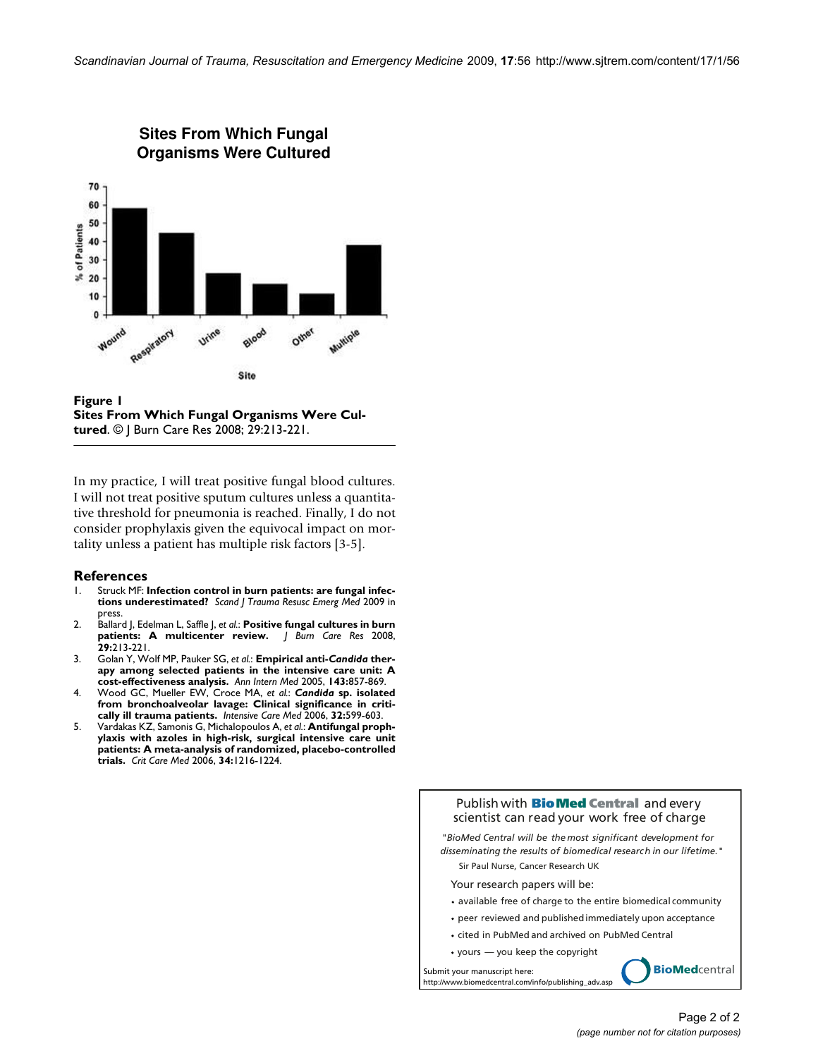**Sites From Which Fungal Organisms Were Cultured**

70
60
50
40
30
20
10
0

% of Patients

Wound
Respiratory
Urine
Blood
Other
Multiple

Site

**Figure 1**
**Sites From Which Fungal Organisms Were Cultured**. © J Burn Care Res 2008; 29:213-221.

In my practice, I will treat positive fungal blood cultures. I will not treat positive sputum cultures unless a quantitative threshold for pneumonia is reached. Finally, I do not consider prophylaxis given the equivocal impact on mortality unless a patient has multiple risk factors [3-5].

## References

1. Struck MF: **Infection control in burn patients: are fungal infections underestimated?** *Scand J Trauma Resusc Emerg Med* 2009 in press.
2. Ballard J, Edelman L, Saffle J, *et al.*: **Positive fungal cultures in burn patients: A multicenter review.** *J Burn Care Res* 2008, **29:**213-221.
3. Golan Y, Wolf MP, Pauker SG, *et al.*: **Empirical anti-*Candida* therapy among selected patients in the intensive care unit: A cost-effectiveness analysis.** *Ann Intern Med* 2005, **143:**857-869.
4. Wood GC, Mueller EW, Croce MA, *et al.*: ***Candida* sp. isolated from bronchoalveolar lavage: Clinical significance in critically ill trauma patients.** *Intensive Care Med* 2006, **32:**599-603.
5. Vardakas KZ, Samonis G, Michalopoulos A, *et al.*: **Antifungal prophylaxis with azoles in high-risk, surgical intensive care unit patients: A meta-analysis of randomized, placebo-controlled trials.** *Crit Care Med* 2006, **34:**1216-1224.

Publish with **BioMed Central** and every scientist can read your work free of charge

*"BioMed Central will be the most significant development for disseminating the results of biomedical research in our lifetime."*

Sir Paul Nurse, Cancer Research UK

Your research papers will be:

- available free of charge to the entire biomedical community
- peer reviewed and published immediately upon acceptance
- cited in PubMed and archived on PubMed Central
- yours — you keep the copyright

Submit your manuscript here:
http://www.biomedcentral.com/info/publishing_adv.asp

BioMedcentral